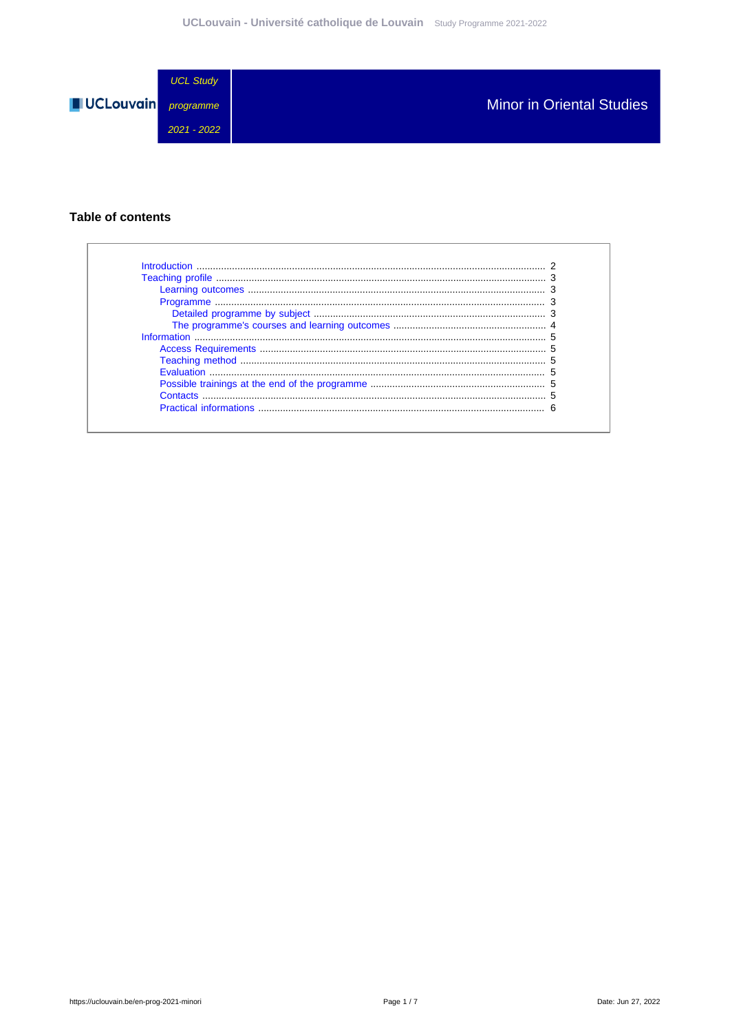UCL Study programme 2021 - 2022

# Minor in Oriental Studies

## Table of contents

- Introduction ........................................................................ 2
- Teaching profile ........................................................................ 3
  - Learning outcomes ........................................................................ 3
  - Programme ........................................................................ 3
    - Detailed programme by subject ........................................................................ 3
    - The programme's courses and learning outcomes ........................................................................ 4
- Information ........................................................................ 5
  - Access Requirements ........................................................................ 5
  - Teaching method ........................................................................ 5
  - Evaluation ........................................................................ 5
  - Possible trainings at the end of the programme ........................................................................ 5
  - Contacts ........................................................................ 5
  - Practical informations ........................................................................ 6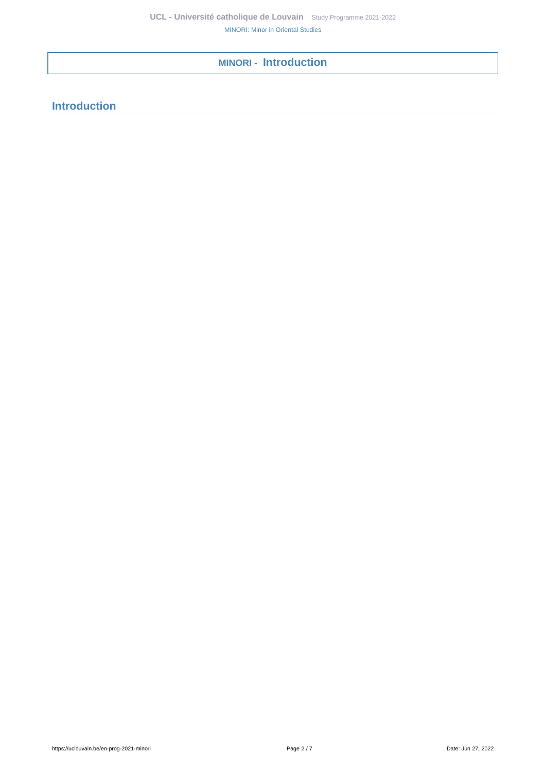# MINORI - Introduction

## Introduction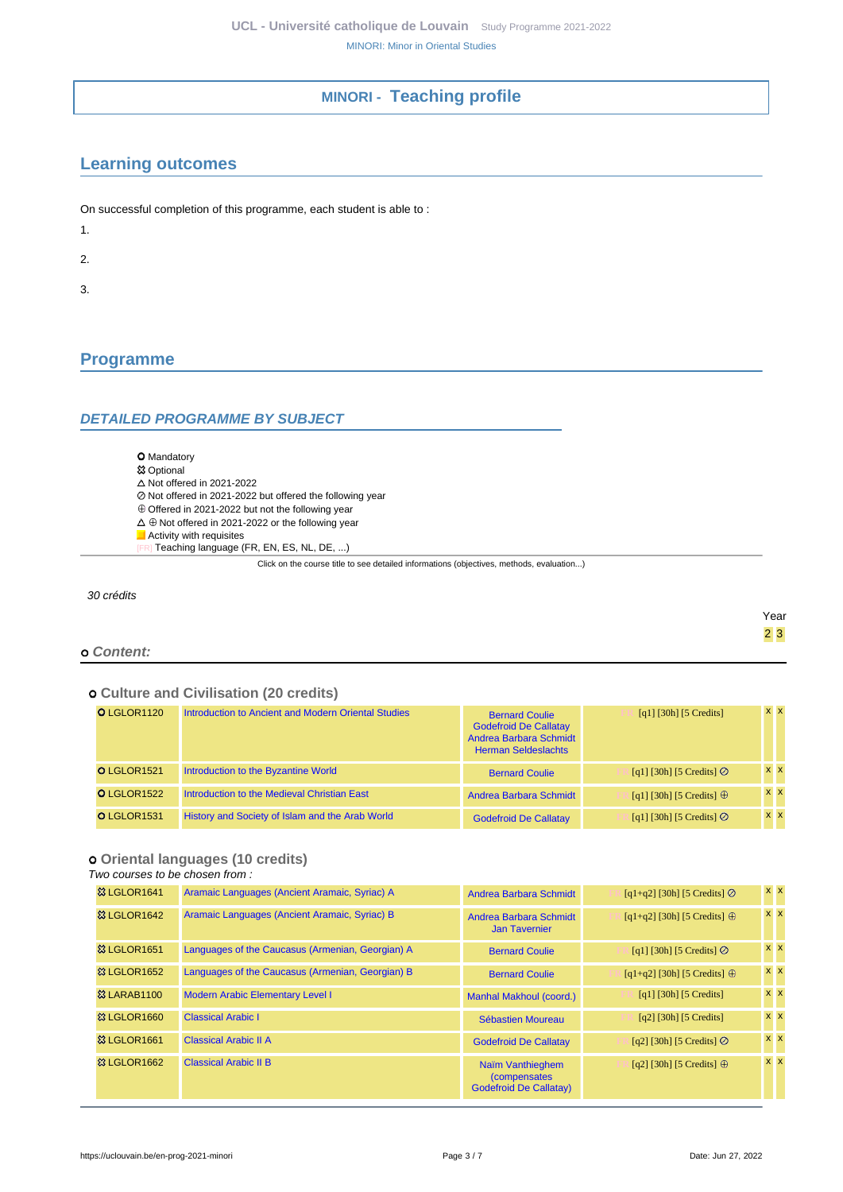# MINORI - Teaching profile

## Learning outcomes

On successful completion of this programme, each student is able to :

1.

2.

3.

## Programme

### DETAILED PROGRAMME BY SUBJECT

- ○ Mandatory
- ✿ Optional
- △ Not offered in 2021-2022
- ⊘ Not offered in 2021-2022 but offered the following year
- ⊕ Offered in 2021-2022 but not the following year
- △ ⊕ Not offered in 2021-2022 or the following year
- Activity with requisites
- [FR] Teaching language (FR, EN, ES, NL, DE, ...)

Click on the course title to see detailed informations (objectives, methods, evaluation...)

*30 crédits*

**○ *Content:***

#### ○ Culture and Civilisation (20 credits)

| Code | Course | Teachers | Details | Year 2 | Year 3 |
|---|---|---|---|---|---|
| ○ LGLOR1120 | Introduction to Ancient and Modern Oriental Studies | Bernard Coulie, Godefroid De Callatay, Andrea Barbara Schmidt, Herman Seldeslachts | [FR] [q1] [30h] [5 Credits] | x | x |
| ○ LGLOR1521 | Introduction to the Byzantine World | Bernard Coulie | [FR] [q1] [30h] [5 Credits] ⊘ | x | x |
| ○ LGLOR1522 | Introduction to the Medieval Christian East | Andrea Barbara Schmidt | [FR] [q1] [30h] [5 Credits] ⊕ | x | x |
| ○ LGLOR1531 | History and Society of Islam and the Arab World | Godefroid De Callatay | [FR] [q1] [30h] [5 Credits] ⊘ | x | x |

#### ○ Oriental languages (10 credits)

*Two courses to be chosen from :*

| Code | Course | Teachers | Details | Year 2 | Year 3 |
|---|---|---|---|---|---|
| ✿ LGLOR1641 | Aramaic Languages (Ancient Aramaic, Syriac) A | Andrea Barbara Schmidt | [FR] [q1+q2] [30h] [5 Credits] ⊘ | x | x |
| ✿ LGLOR1642 | Aramaic Languages (Ancient Aramaic, Syriac) B | Andrea Barbara Schmidt, Jan Tavernier | [FR] [q1+q2] [30h] [5 Credits] ⊕ | x | x |
| ✿ LGLOR1651 | Languages of the Caucasus (Armenian, Georgian) A | Bernard Coulie | [FR] [q1] [30h] [5 Credits] ⊘ | x | x |
| ✿ LGLOR1652 | Languages of the Caucasus (Armenian, Georgian) B | Bernard Coulie | [FR] [q1+q2] [30h] [5 Credits] ⊕ | x | x |
| ✿ LARAB1100 | Modern Arabic Elementary Level I | Manhal Makhoul (coord.) | [FR] [q1] [30h] [5 Credits] | x | x |
| ✿ LGLOR1660 | Classical Arabic I | Sébastien Moureau | [FR] [q2] [30h] [5 Credits] | x | x |
| ✿ LGLOR1661 | Classical Arabic II A | Godefroid De Callatay | [FR] [q2] [30h] [5 Credits] ⊘ | x | x |
| ✿ LGLOR1662 | Classical Arabic II B | Naïm Vanthieghem (compensates Godefroid De Callatay) | [FR] [q2] [30h] [5 Credits] ⊕ | x | x |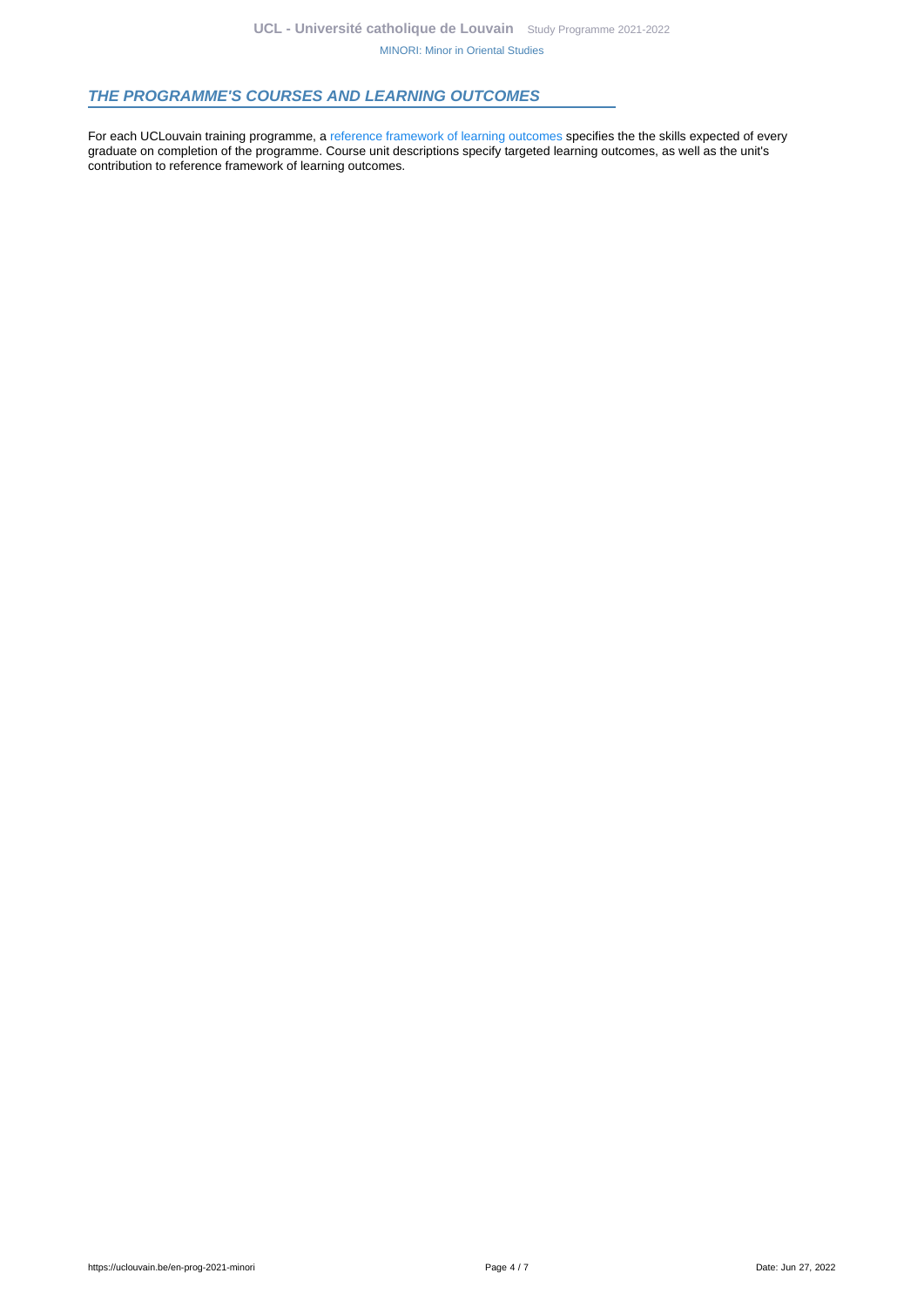## THE PROGRAMME'S COURSES AND LEARNING OUTCOMES

For each UCLouvain training programme, a reference framework of learning outcomes specifies the the skills expected of every graduate on completion of the programme. Course unit descriptions specify targeted learning outcomes, as well as the unit's contribution to reference framework of learning outcomes.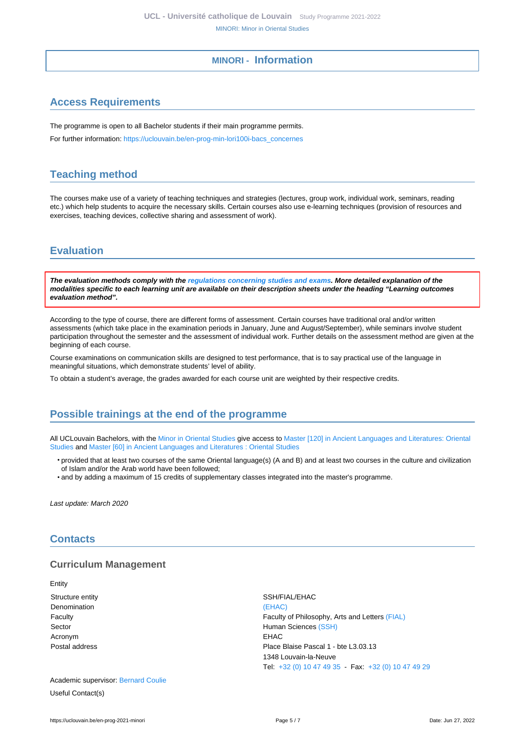## MINORI - Information

## Access Requirements

The programme is open to all Bachelor students if their main programme permits.

For further information: https://uclouvain.be/en-prog-min-lori100i-bacs_concernes

## Teaching method

The courses make use of a variety of teaching techniques and strategies (lectures, group work, individual work, seminars, reading etc.) which help students to acquire the necessary skills. Certain courses also use e-learning techniques (provision of resources and exercises, teaching devices, collective sharing and assessment of work).

## Evaluation

***The evaluation methods comply with the regulations concerning studies and exams. More detailed explanation of the modalities specific to each learning unit are available on their description sheets under the heading "Learning outcomes evaluation method".***

According to the type of course, there are different forms of assessment. Certain courses have traditional oral and/or written assessments (which take place in the examination periods in January, June and August/September), while seminars involve student participation throughout the semester and the assessment of individual work. Further details on the assessment method are given at the beginning of each course.

Course examinations on communication skills are designed to test performance, that is to say practical use of the language in meaningful situations, which demonstrate students' level of ability.

To obtain a student's average, the grades awarded for each course unit are weighted by their respective credits.

## Possible trainings at the end of the programme

All UCLouvain Bachelors, with the Minor in Oriental Studies give access to Master [120] in Ancient Languages and Literatures: Oriental Studies and Master [60] in Ancient Languages and Literatures : Oriental Studies

- provided that at least two courses of the same Oriental language(s) (A and B) and at least two courses in the culture and civilization of Islam and/or the Arab world have been followed;
- and by adding a maximum of 15 credits of supplementary classes integrated into the master's programme.

*Last update: March 2020*

## Contacts

### Curriculum Management

Entity

| | |
|---|---|
| Structure entity | SSH/FIAL/EHAC |
| Denomination | (EHAC) |
| Faculty | Faculty of Philosophy, Arts and Letters (FIAL) |
| Sector | Human Sciences (SSH) |
| Acronym | EHAC |
| Postal address | Place Blaise Pascal 1 - bte L3.03.13<br>1348 Louvain-la-Neuve<br>Tel: +32 (0) 10 47 49 35 - Fax: +32 (0) 10 47 49 29 |

Academic supervisor: Bernard Coulie

Useful Contact(s)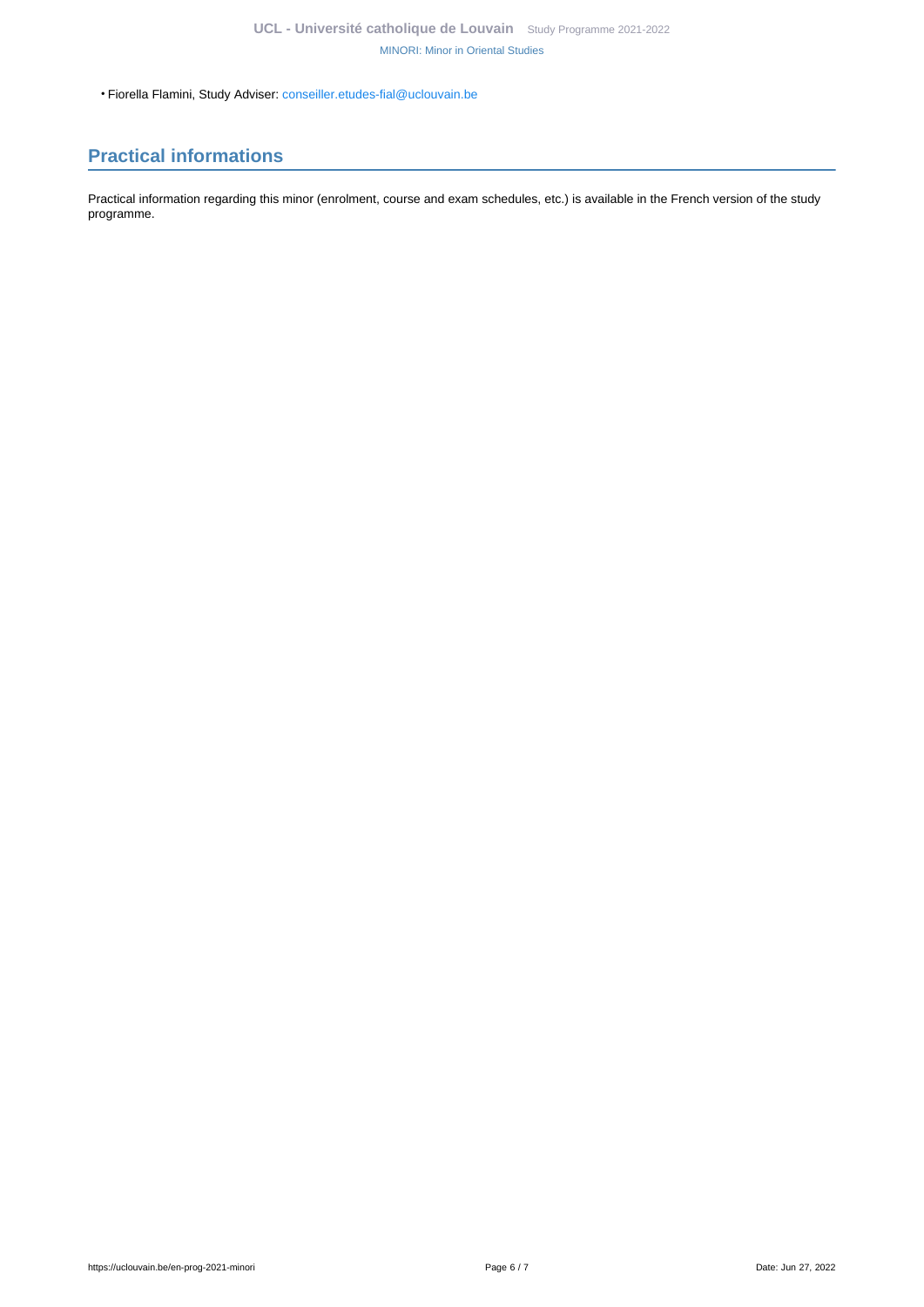- Fiorella Flamini, Study Adviser: conseiller.etudes-fial@uclouvain.be

## Practical informations

Practical information regarding this minor (enrolment, course and exam schedules, etc.) is available in the French version of the study programme.